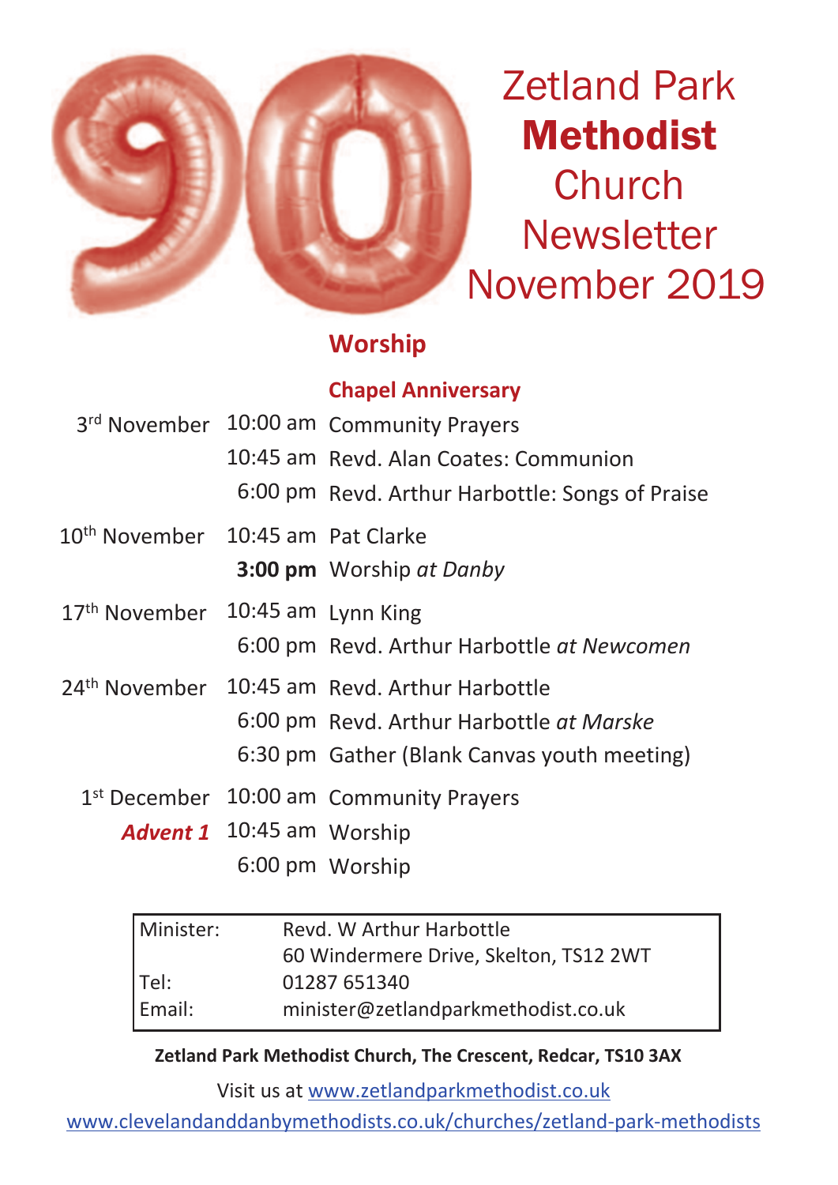# Zetland Park **Methodist** Church Newsletter November 2019

## Worship

### Chapel Anniversary

| | | |
|---|---|---|
| 3rd November | 10:00 am | Community Prayers |
| | 10:45 am | Revd. Alan Coates: Communion |
| | 6:00 pm | Revd. Arthur Harbottle: Songs of Praise |
| 10th November | 10:45 am | Pat Clarke |
| | **3:00 pm** | Worship *at Danby* |
| 17th November | 10:45 am | Lynn King |
| | 6:00 pm | Revd. Arthur Harbottle *at Newcomen* |
| 24th November | 10:45 am | Revd. Arthur Harbottle |
| | 6:00 pm | Revd. Arthur Harbottle *at Marske* |
| | 6:30 pm | Gather (Blank Canvas youth meeting) |
| 1st December | 10:00 am | Community Prayers |
| ***Advent 1*** | 10:45 am | Worship |
| | 6:00 pm | Worship |

| | |
|---|---|
| Minister: | Revd. W Arthur Harbottle |
| | 60 Windermere Drive, Skelton, TS12 2WT |
| Tel: | 01287 651340 |
| Email: | minister@zetlandparkmethodist.co.uk |

**Zetland Park Methodist Church, The Crescent, Redcar, TS10 3AX**

Visit us at www.zetlandparkmethodist.co.uk

www.clevelandanddanbymethodists.co.uk/churches/zetland-park-methodists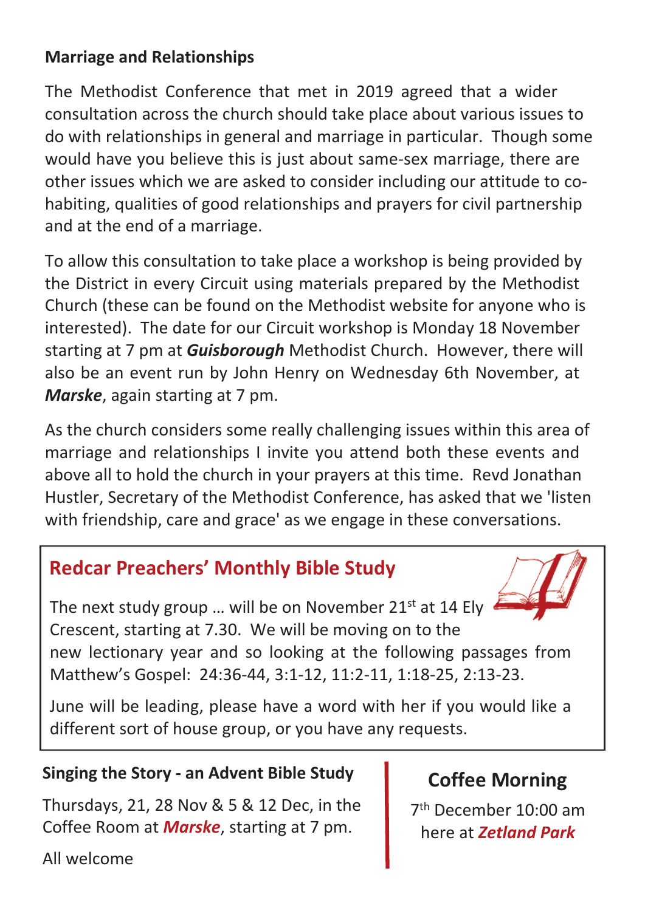## Marriage and Relationships

The Methodist Conference that met in 2019 agreed that a wider consultation across the church should take place about various issues to do with relationships in general and marriage in particular. Though some would have you believe this is just about same-sex marriage, there are other issues which we are asked to consider including our attitude to co-habiting, qualities of good relationships and prayers for civil partnership and at the end of a marriage.

To allow this consultation to take place a workshop is being provided by the District in every Circuit using materials prepared by the Methodist Church (these can be found on the Methodist website for anyone who is interested). The date for our Circuit workshop is Monday 18 November starting at 7 pm at ***Guisborough*** Methodist Church. However, there will also be an event run by John Henry on Wednesday 6th November, at ***Marske***, again starting at 7 pm.

As the church considers some really challenging issues within this area of marriage and relationships I invite you attend both these events and above all to hold the church in your prayers at this time. Revd Jonathan Hustler, Secretary of the Methodist Conference, has asked that we 'listen with friendship, care and grace' as we engage in these conversations.

## Redcar Preachers' Monthly Bible Study

The next study group … will be on November 21st at 14 Ely Crescent, starting at 7.30. We will be moving on to the new lectionary year and so looking at the following passages from Matthew's Gospel: 24:36-44, 3:1-12, 11:2-11, 1:18-25, 2:13-23.

June will be leading, please have a word with her if you would like a different sort of house group, or you have any requests.

### Singing the Story - an Advent Bible Study

Thursdays, 21, 28 Nov & 5 & 12 Dec, in the Coffee Room at ***Marske***, starting at 7 pm.

All welcome

### Coffee Morning

7th December 10:00 am here at ***Zetland Park***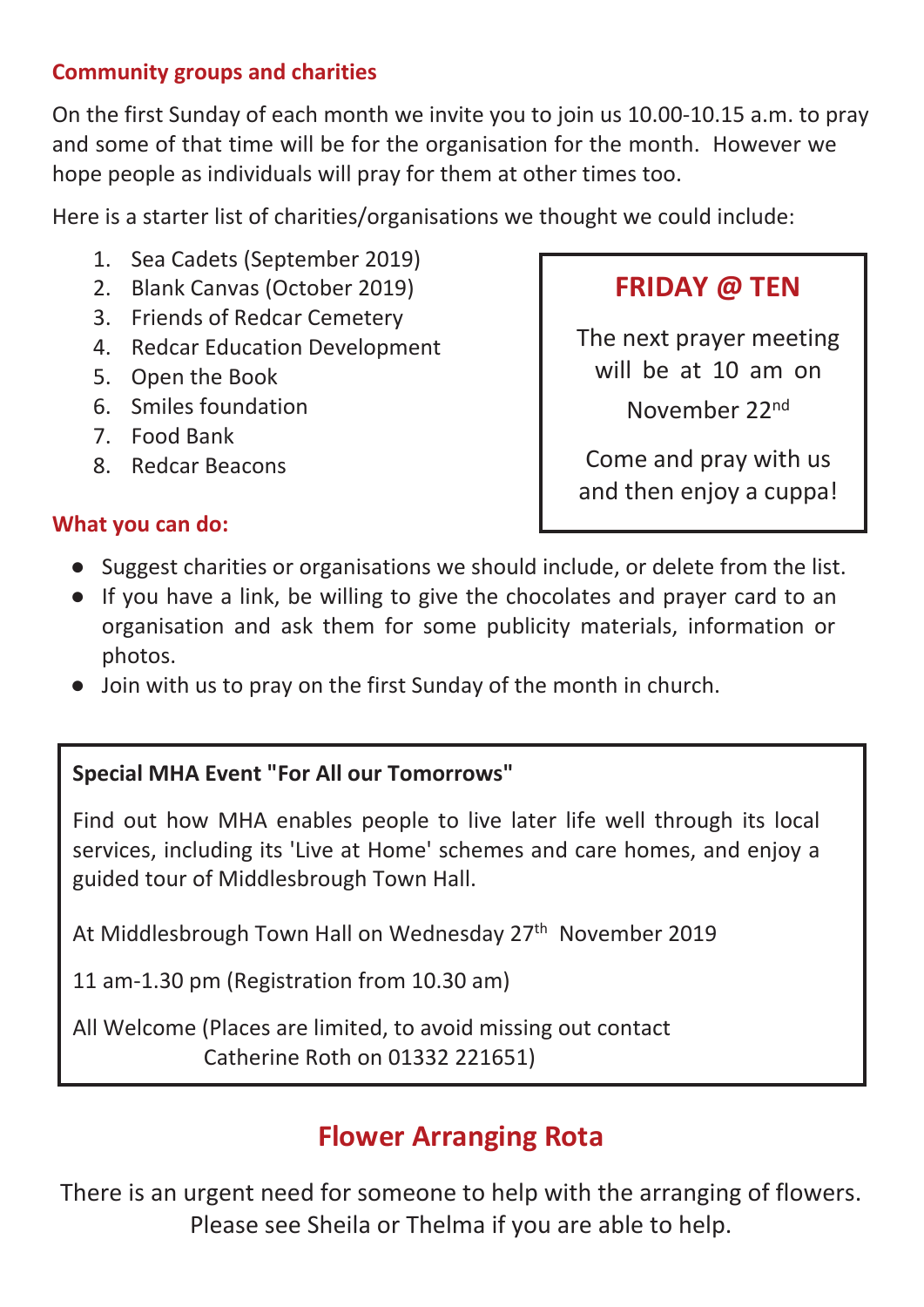## Community groups and charities

On the first Sunday of each month we invite you to join us 10.00-10.15 a.m. to pray and some of that time will be for the organisation for the month. However we hope people as individuals will pray for them at other times too.

Here is a starter list of charities/organisations we thought we could include:

1. Sea Cadets (September 2019)
2. Blank Canvas (October 2019)
3. Friends of Redcar Cemetery
4. Redcar Education Development
5. Open the Book
6. Smiles foundation
7. Food Bank
8. Redcar Beacons

## What you can do:

- Suggest charities or organisations we should include, or delete from the list.
- If you have a link, be willing to give the chocolates and prayer card to an organisation and ask them for some publicity materials, information or photos.
- Join with us to pray on the first Sunday of the month in church.

## FRIDAY @ TEN

The next prayer meeting will be at 10 am on November 22nd

Come and pray with us and then enjoy a cuppa!

**Special MHA Event "For All our Tomorrows"**

Find out how MHA enables people to live later life well through its local services, including its 'Live at Home' schemes and care homes, and enjoy a guided tour of Middlesbrough Town Hall.

At Middlesbrough Town Hall on Wednesday 27th November 2019

11 am-1.30 pm (Registration from 10.30 am)

All Welcome (Places are limited, to avoid missing out contact Catherine Roth on 01332 221651)

## Flower Arranging Rota

There is an urgent need for someone to help with the arranging of flowers. Please see Sheila or Thelma if you are able to help.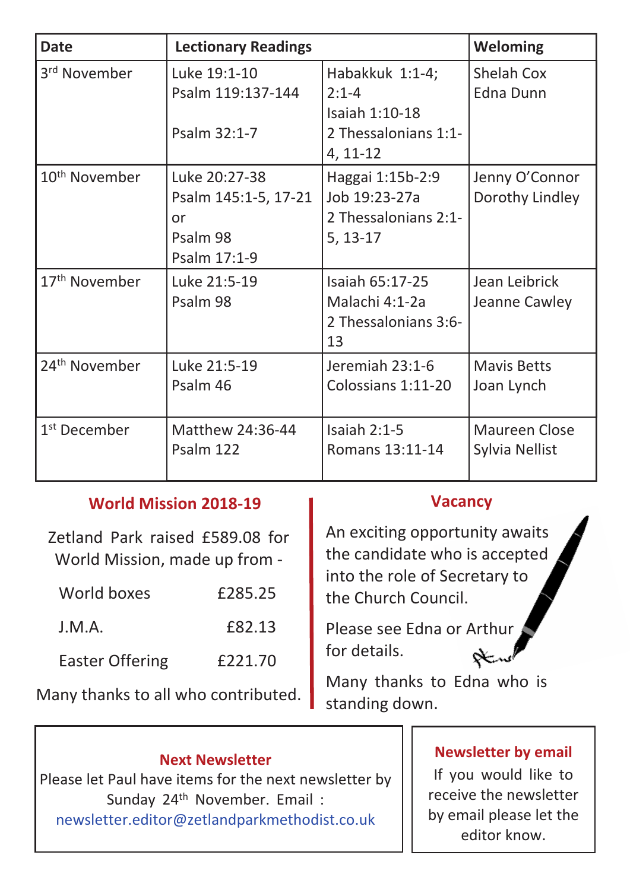| Date | Lectionary Readings | | Weloming |
|---|---|---|---|
| 3rd November | Luke 19:1-10<br>Psalm 119:137-144<br><br>Psalm 32:1-7 | Habakkuk 1:1-4; 2:1-4<br>Isaiah 1:10-18<br>2 Thessalonians 1:1-4, 11-12 | Shelah Cox<br>Edna Dunn |
| 10th November | Luke 20:27-38<br>Psalm 145:1-5, 17-21<br>or<br>Psalm 98<br>Psalm 17:1-9 | Haggai 1:15b-2:9<br>Job 19:23-27a<br>2 Thessalonians 2:1-5, 13-17 | Jenny O'Connor<br>Dorothy Lindley |
| 17th November | Luke 21:5-19<br>Psalm 98 | Isaiah 65:17-25<br>Malachi 4:1-2a<br>2 Thessalonians 3:6-13 | Jean Leibrick<br>Jeanne Cawley |
| 24th November | Luke 21:5-19<br>Psalm 46 | Jeremiah 23:1-6<br>Colossians 1:11-20 | Mavis Betts<br>Joan Lynch |
| 1st December | Matthew 24:36-44<br>Psalm 122 | Isaiah 2:1-5<br>Romans 13:11-14 | Maureen Close<br>Sylvia Nellist |

## World Mission 2018-19

Zetland Park raised £589.08 for World Mission, made up from -

| | |
|---|---|
| World boxes | £285.25 |
| J.M.A. | £82.13 |
| Easter Offering | £221.70 |

Many thanks to all who contributed.

## Vacancy

An exciting opportunity awaits the candidate who is accepted into the role of Secretary to the Church Council.

Please see Edna or Arthur for details.

Many thanks to Edna who is standing down.

## Next Newsletter

Please let Paul have items for the next newsletter by Sunday 24th November. Email : newsletter.editor@zetlandparkmethodist.co.uk

## Newsletter by email

If you would like to receive the newsletter by email please let the editor know.